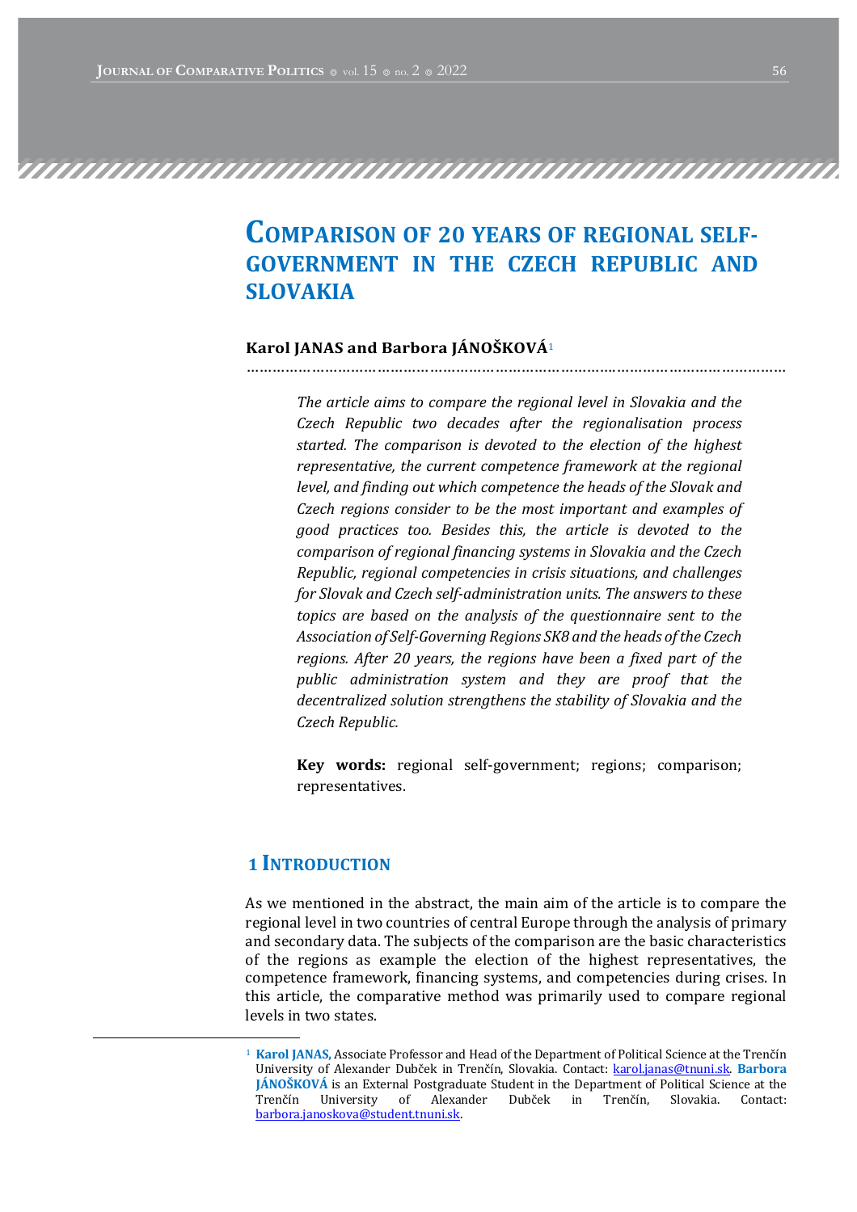# COMPARISON OF 20 YEARS OF REGIONAL SELF-GOVERNMENT IN THE CZECH REPUBLIC AND SLOVAKIA

**Karol JANAS and Barbora JÁNOŠKOVÁ**[1]

*The article aims to compare the regional level in Slovakia and the Czech Republic two decades after the regionalisation process started. The comparison is devoted to the election of the highest representative, the current competence framework at the regional level, and finding out which competence the heads of the Slovak and Czech regions consider to be the most important and examples of good practices too. Besides this, the article is devoted to the comparison of regional financing systems in Slovakia and the Czech Republic, regional competencies in crisis situations, and challenges for Slovak and Czech self-administration units. The answers to these topics are based on the analysis of the questionnaire sent to the Association of Self-Governing Regions SK8 and the heads of the Czech regions. After 20 years, the regions have been a fixed part of the public administration system and they are proof that the decentralized solution strengthens the stability of Slovakia and the Czech Republic.*

**Key words:** regional self-government; regions; comparison; representatives.

## 1 INTRODUCTION

As we mentioned in the abstract, the main aim of the article is to compare the regional level in two countries of central Europe through the analysis of primary and secondary data. The subjects of the comparison are the basic characteristics of the regions as example the election of the highest representatives, the competence framework, financing systems, and competencies during crises. In this article, the comparative method was primarily used to compare regional levels in two states.

---

[1] **Karol JANAS**, Associate Professor and Head of the Department of Political Science at the Trenčín University of Alexander Dubček in Trenčín, Slovakia. Contact: karol.janas@tnuni.sk. **Barbora JÁNOŠKOVÁ** is an External Postgraduate Student in the Department of Political Science at the Trenčín University of Alexander Dubček in Trenčín, Slovakia. Contact: barbora.janoskova@student.tnuni.sk.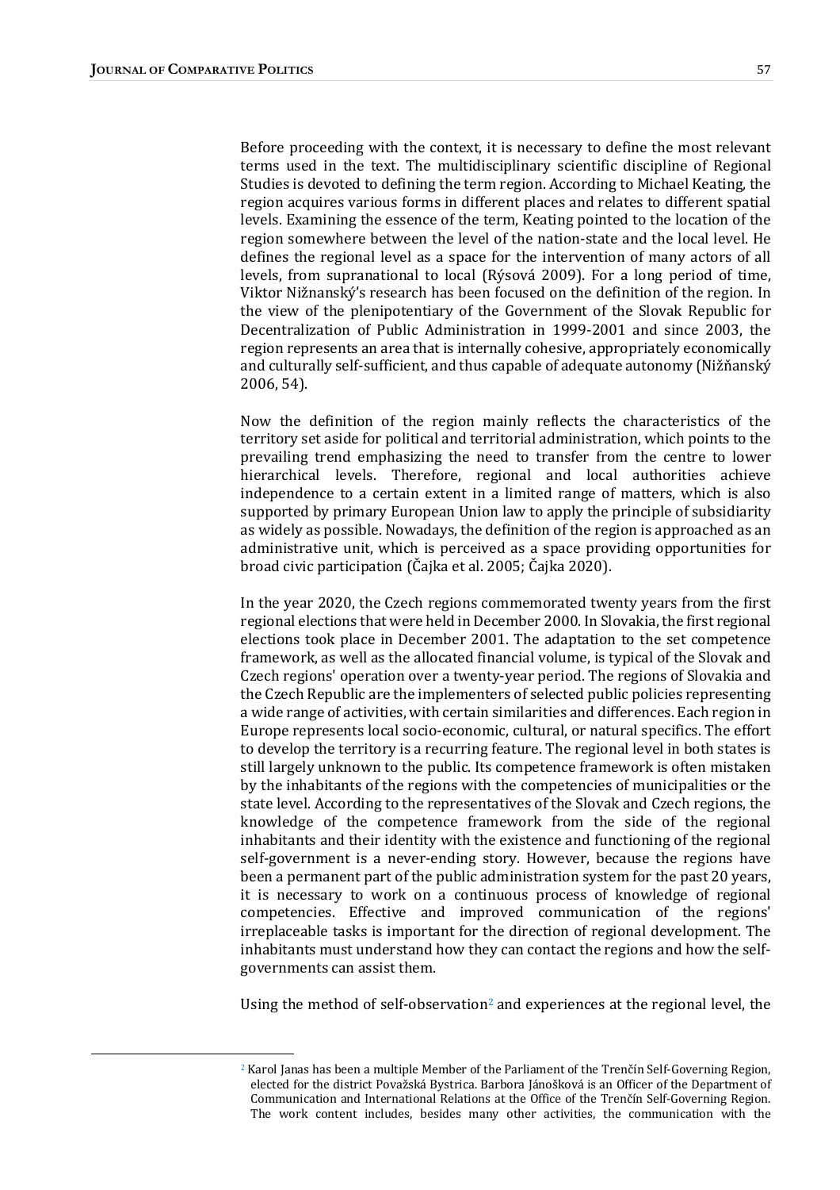Before proceeding with the context, it is necessary to define the most relevant terms used in the text. The multidisciplinary scientific discipline of Regional Studies is devoted to defining the term region. According to Michael Keating, the region acquires various forms in different places and relates to different spatial levels. Examining the essence of the term, Keating pointed to the location of the region somewhere between the level of the nation-state and the local level. He defines the regional level as a space for the intervention of many actors of all levels, from supranational to local (Rýsová 2009). For a long period of time, Viktor Nižnanský's research has been focused on the definition of the region. In the view of the plenipotentiary of the Government of the Slovak Republic for Decentralization of Public Administration in 1999-2001 and since 2003, the region represents an area that is internally cohesive, appropriately economically and culturally self-sufficient, and thus capable of adequate autonomy (Nižňanský 2006, 54).

Now the definition of the region mainly reflects the characteristics of the territory set aside for political and territorial administration, which points to the prevailing trend emphasizing the need to transfer from the centre to lower hierarchical levels. Therefore, regional and local authorities achieve independence to a certain extent in a limited range of matters, which is also supported by primary European Union law to apply the principle of subsidiarity as widely as possible. Nowadays, the definition of the region is approached as an administrative unit, which is perceived as a space providing opportunities for broad civic participation (Čajka et al. 2005; Čajka 2020).

In the year 2020, the Czech regions commemorated twenty years from the first regional elections that were held in December 2000. In Slovakia, the first regional elections took place in December 2001. The adaptation to the set competence framework, as well as the allocated financial volume, is typical of the Slovak and Czech regions' operation over a twenty-year period. The regions of Slovakia and the Czech Republic are the implementers of selected public policies representing a wide range of activities, with certain similarities and differences. Each region in Europe represents local socio-economic, cultural, or natural specifics. The effort to develop the territory is a recurring feature. The regional level in both states is still largely unknown to the public. Its competence framework is often mistaken by the inhabitants of the regions with the competencies of municipalities or the state level. According to the representatives of the Slovak and Czech regions, the knowledge of the competence framework from the side of the regional inhabitants and their identity with the existence and functioning of the regional self-government is a never-ending story. However, because the regions have been a permanent part of the public administration system for the past 20 years, it is necessary to work on a continuous process of knowledge of regional competencies. Effective and improved communication of the regions' irreplaceable tasks is important for the direction of regional development. The inhabitants must understand how they can contact the regions and how the self-governments can assist them.

Using the method of self-observation[2] and experiences at the regional level, the

[2] Karol Janas has been a multiple Member of the Parliament of the Trenčín Self-Governing Region, elected for the district Považská Bystrica. Barbora Jánošková is an Officer of the Department of Communication and International Relations at the Office of the Trenčín Self-Governing Region. The work content includes, besides many other activities, the communication with the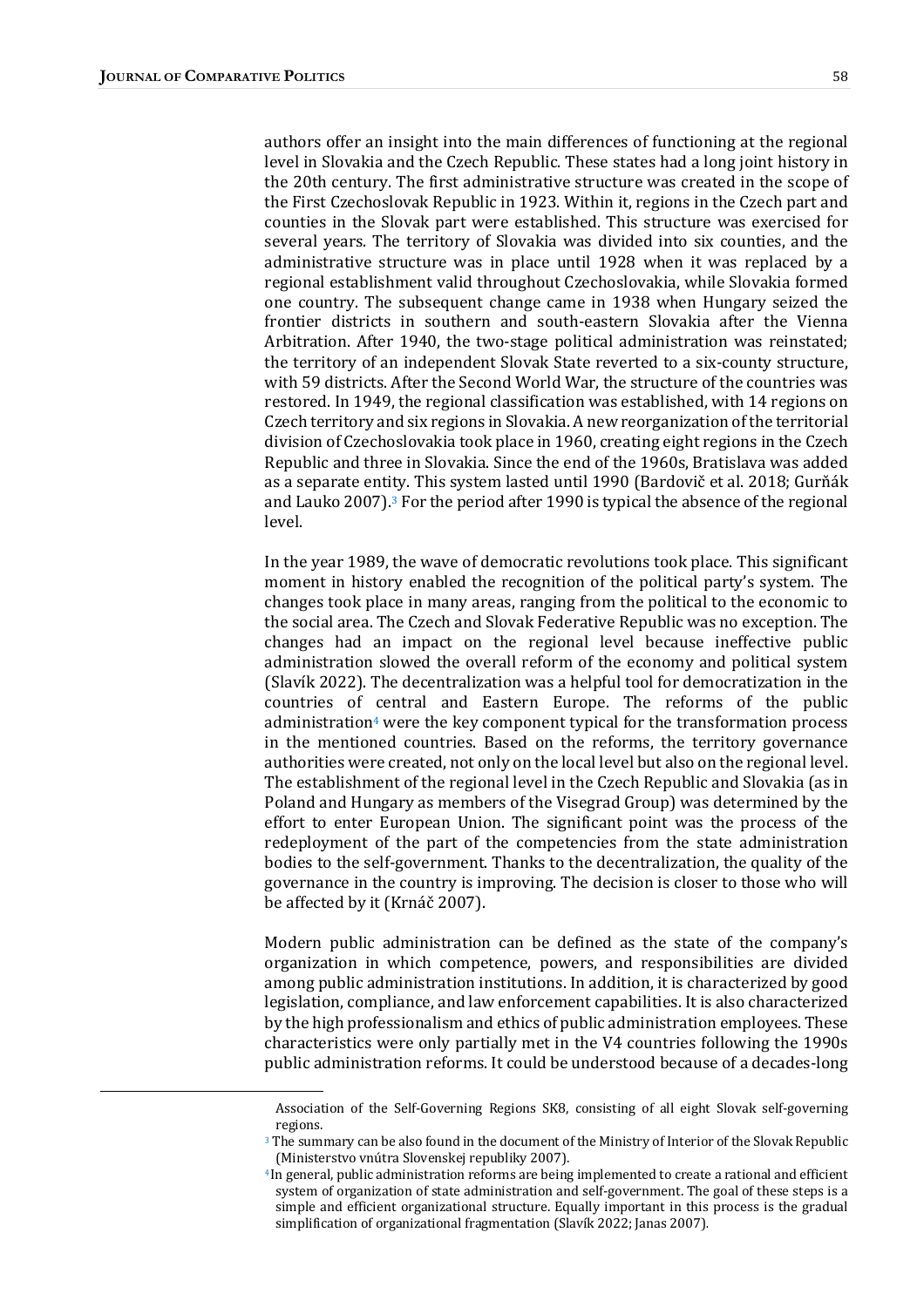authors offer an insight into the main differences of functioning at the regional level in Slovakia and the Czech Republic. These states had a long joint history in the 20th century. The first administrative structure was created in the scope of the First Czechoslovak Republic in 1923. Within it, regions in the Czech part and counties in the Slovak part were established. This structure was exercised for several years. The territory of Slovakia was divided into six counties, and the administrative structure was in place until 1928 when it was replaced by a regional establishment valid throughout Czechoslovakia, while Slovakia formed one country. The subsequent change came in 1938 when Hungary seized the frontier districts in southern and south-eastern Slovakia after the Vienna Arbitration. After 1940, the two-stage political administration was reinstated; the territory of an independent Slovak State reverted to a six-county structure, with 59 districts. After the Second World War, the structure of the countries was restored. In 1949, the regional classification was established, with 14 regions on Czech territory and six regions in Slovakia. A new reorganization of the territorial division of Czechoslovakia took place in 1960, creating eight regions in the Czech Republic and three in Slovakia. Since the end of the 1960s, Bratislava was added as a separate entity. This system lasted until 1990 (Bardovič et al. 2018; Gurňák and Lauko 2007).[3] For the period after 1990 is typical the absence of the regional level.

In the year 1989, the wave of democratic revolutions took place. This significant moment in history enabled the recognition of the political party's system. The changes took place in many areas, ranging from the political to the economic to the social area. The Czech and Slovak Federative Republic was no exception. The changes had an impact on the regional level because ineffective public administration slowed the overall reform of the economy and political system (Slavík 2022). The decentralization was a helpful tool for democratization in the countries of central and Eastern Europe. The reforms of the public administration[4] were the key component typical for the transformation process in the mentioned countries. Based on the reforms, the territory governance authorities were created, not only on the local level but also on the regional level. The establishment of the regional level in the Czech Republic and Slovakia (as in Poland and Hungary as members of the Visegrad Group) was determined by the effort to enter European Union. The significant point was the process of the redeployment of the part of the competencies from the state administration bodies to the self-government. Thanks to the decentralization, the quality of the governance in the country is improving. The decision is closer to those who will be affected by it (Krnáč 2007).

Modern public administration can be defined as the state of the company's organization in which competence, powers, and responsibilities are divided among public administration institutions. In addition, it is characterized by good legislation, compliance, and law enforcement capabilities. It is also characterized by the high professionalism and ethics of public administration employees. These characteristics were only partially met in the V4 countries following the 1990s public administration reforms. It could be understood because of a decades-long

---

Association of the Self-Governing Regions SK8, consisting of all eight Slovak self-governing regions.

[3] The summary can be also found in the document of the Ministry of Interior of the Slovak Republic (Ministerstvo vnútra Slovenskej republiky 2007).

[4] In general, public administration reforms are being implemented to create a rational and efficient system of organization of state administration and self-government. The goal of these steps is a simple and efficient organizational structure. Equally important in this process is the gradual simplification of organizational fragmentation (Slavík 2022; Janas 2007).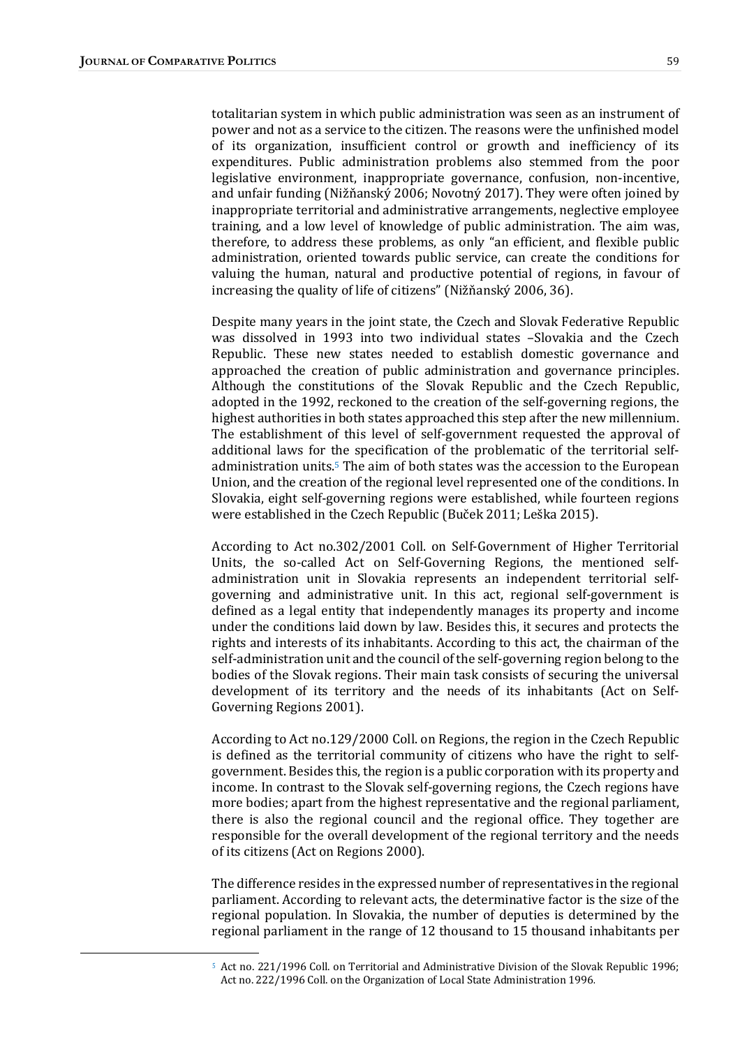totalitarian system in which public administration was seen as an instrument of power and not as a service to the citizen. The reasons were the unfinished model of its organization, insufficient control or growth and inefficiency of its expenditures. Public administration problems also stemmed from the poor legislative environment, inappropriate governance, confusion, non-incentive, and unfair funding (Nižňanský 2006; Novotný 2017). They were often joined by inappropriate territorial and administrative arrangements, neglective employee training, and a low level of knowledge of public administration. The aim was, therefore, to address these problems, as only "an efficient, and flexible public administration, oriented towards public service, can create the conditions for valuing the human, natural and productive potential of regions, in favour of increasing the quality of life of citizens" (Nižňanský 2006, 36).

Despite many years in the joint state, the Czech and Slovak Federative Republic was dissolved in 1993 into two individual states –Slovakia and the Czech Republic. These new states needed to establish domestic governance and approached the creation of public administration and governance principles. Although the constitutions of the Slovak Republic and the Czech Republic, adopted in the 1992, reckoned to the creation of the self-governing regions, the highest authorities in both states approached this step after the new millennium. The establishment of this level of self-government requested the approval of additional laws for the specification of the problematic of the territorial self-administration units.[5] The aim of both states was the accession to the European Union, and the creation of the regional level represented one of the conditions. In Slovakia, eight self-governing regions were established, while fourteen regions were established in the Czech Republic (Buček 2011; Leška 2015).

According to Act no.302/2001 Coll. on Self-Government of Higher Territorial Units, the so-called Act on Self-Governing Regions, the mentioned self-administration unit in Slovakia represents an independent territorial self-governing and administrative unit. In this act, regional self-government is defined as a legal entity that independently manages its property and income under the conditions laid down by law. Besides this, it secures and protects the rights and interests of its inhabitants. According to this act, the chairman of the self-administration unit and the council of the self-governing region belong to the bodies of the Slovak regions. Their main task consists of securing the universal development of its territory and the needs of its inhabitants (Act on Self-Governing Regions 2001).

According to Act no.129/2000 Coll. on Regions, the region in the Czech Republic is defined as the territorial community of citizens who have the right to self-government. Besides this, the region is a public corporation with its property and income. In contrast to the Slovak self-governing regions, the Czech regions have more bodies; apart from the highest representative and the regional parliament, there is also the regional council and the regional office. They together are responsible for the overall development of the regional territory and the needs of its citizens (Act on Regions 2000).

The difference resides in the expressed number of representatives in the regional parliament. According to relevant acts, the determinative factor is the size of the regional population. In Slovakia, the number of deputies is determined by the regional parliament in the range of 12 thousand to 15 thousand inhabitants per

---

[5] Act no. 221/1996 Coll. on Territorial and Administrative Division of the Slovak Republic 1996; Act no. 222/1996 Coll. on the Organization of Local State Administration 1996.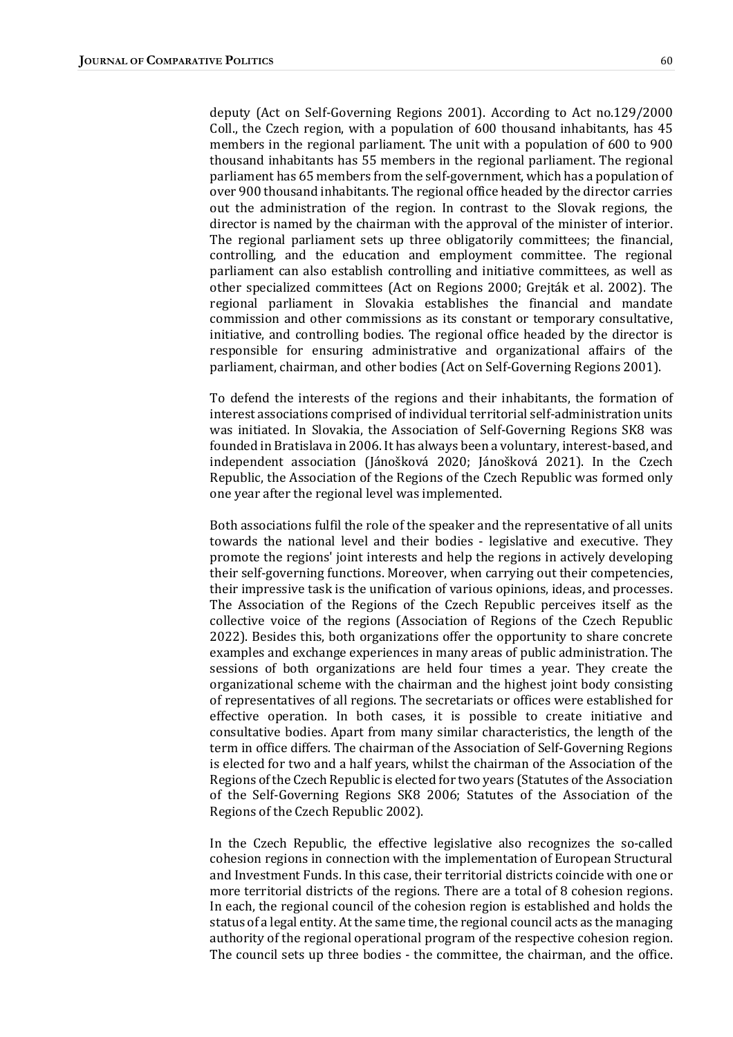deputy (Act on Self-Governing Regions 2001). According to Act no.129/2000 Coll., the Czech region, with a population of 600 thousand inhabitants, has 45 members in the regional parliament. The unit with a population of 600 to 900 thousand inhabitants has 55 members in the regional parliament. The regional parliament has 65 members from the self-government, which has a population of over 900 thousand inhabitants. The regional office headed by the director carries out the administration of the region. In contrast to the Slovak regions, the director is named by the chairman with the approval of the minister of interior. The regional parliament sets up three obligatorily committees; the financial, controlling, and the education and employment committee. The regional parliament can also establish controlling and initiative committees, as well as other specialized committees (Act on Regions 2000; Grejták et al. 2002). The regional parliament in Slovakia establishes the financial and mandate commission and other commissions as its constant or temporary consultative, initiative, and controlling bodies. The regional office headed by the director is responsible for ensuring administrative and organizational affairs of the parliament, chairman, and other bodies (Act on Self-Governing Regions 2001).

To defend the interests of the regions and their inhabitants, the formation of interest associations comprised of individual territorial self-administration units was initiated. In Slovakia, the Association of Self-Governing Regions SK8 was founded in Bratislava in 2006. It has always been a voluntary, interest-based, and independent association (Jánošková 2020; Jánošková 2021). In the Czech Republic, the Association of the Regions of the Czech Republic was formed only one year after the regional level was implemented.

Both associations fulfil the role of the speaker and the representative of all units towards the national level and their bodies - legislative and executive. They promote the regions' joint interests and help the regions in actively developing their self-governing functions. Moreover, when carrying out their competencies, their impressive task is the unification of various opinions, ideas, and processes. The Association of the Regions of the Czech Republic perceives itself as the collective voice of the regions (Association of Regions of the Czech Republic 2022). Besides this, both organizations offer the opportunity to share concrete examples and exchange experiences in many areas of public administration. The sessions of both organizations are held four times a year. They create the organizational scheme with the chairman and the highest joint body consisting of representatives of all regions. The secretariats or offices were established for effective operation. In both cases, it is possible to create initiative and consultative bodies. Apart from many similar characteristics, the length of the term in office differs. The chairman of the Association of Self-Governing Regions is elected for two and a half years, whilst the chairman of the Association of the Regions of the Czech Republic is elected for two years (Statutes of the Association of the Self-Governing Regions SK8 2006; Statutes of the Association of the Regions of the Czech Republic 2002).

In the Czech Republic, the effective legislative also recognizes the so-called cohesion regions in connection with the implementation of European Structural and Investment Funds. In this case, their territorial districts coincide with one or more territorial districts of the regions. There are a total of 8 cohesion regions. In each, the regional council of the cohesion region is established and holds the status of a legal entity. At the same time, the regional council acts as the managing authority of the regional operational program of the respective cohesion region. The council sets up three bodies - the committee, the chairman, and the office.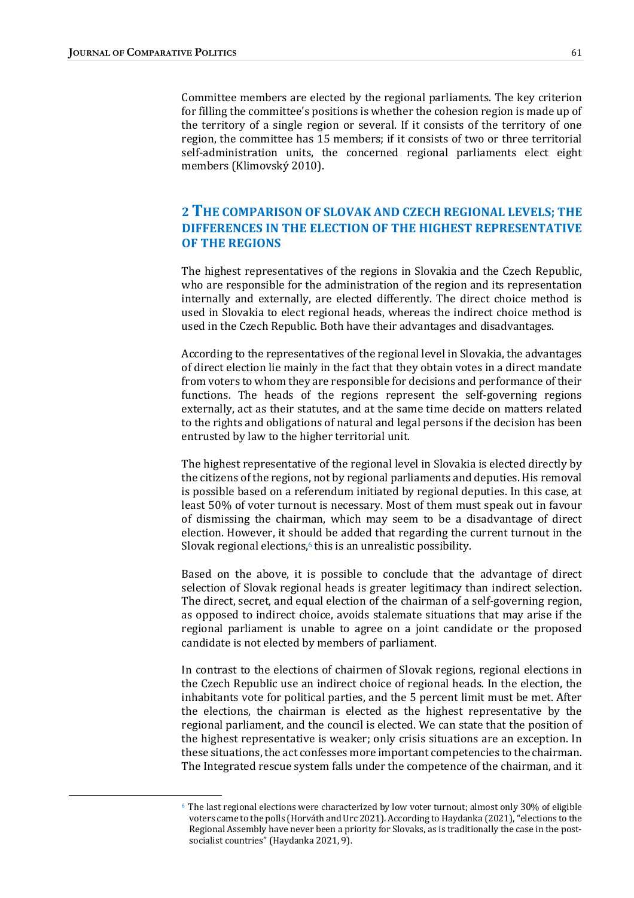Committee members are elected by the regional parliaments. The key criterion for filling the committee's positions is whether the cohesion region is made up of the territory of a single region or several. If it consists of the territory of one region, the committee has 15 members; if it consists of two or three territorial self-administration units, the concerned regional parliaments elect eight members (Klimovský 2010).

## 2 The comparison of Slovak and Czech regional levels; the differences in the election of the highest representative of the regions

The highest representatives of the regions in Slovakia and the Czech Republic, who are responsible for the administration of the region and its representation internally and externally, are elected differently. The direct choice method is used in Slovakia to elect regional heads, whereas the indirect choice method is used in the Czech Republic. Both have their advantages and disadvantages.

According to the representatives of the regional level in Slovakia, the advantages of direct election lie mainly in the fact that they obtain votes in a direct mandate from voters to whom they are responsible for decisions and performance of their functions. The heads of the regions represent the self-governing regions externally, act as their statutes, and at the same time decide on matters related to the rights and obligations of natural and legal persons if the decision has been entrusted by law to the higher territorial unit.

The highest representative of the regional level in Slovakia is elected directly by the citizens of the regions, not by regional parliaments and deputies. His removal is possible based on a referendum initiated by regional deputies. In this case, at least 50% of voter turnout is necessary. Most of them must speak out in favour of dismissing the chairman, which may seem to be a disadvantage of direct election. However, it should be added that regarding the current turnout in the Slovak regional elections,[6] this is an unrealistic possibility.

Based on the above, it is possible to conclude that the advantage of direct selection of Slovak regional heads is greater legitimacy than indirect selection. The direct, secret, and equal election of the chairman of a self-governing region, as opposed to indirect choice, avoids stalemate situations that may arise if the regional parliament is unable to agree on a joint candidate or the proposed candidate is not elected by members of parliament.

In contrast to the elections of chairmen of Slovak regions, regional elections in the Czech Republic use an indirect choice of regional heads. In the election, the inhabitants vote for political parties, and the 5 percent limit must be met. After the elections, the chairman is elected as the highest representative by the regional parliament, and the council is elected. We can state that the position of the highest representative is weaker; only crisis situations are an exception. In these situations, the act confesses more important competencies to the chairman. The Integrated rescue system falls under the competence of the chairman, and it

[6] The last regional elections were characterized by low voter turnout; almost only 30% of eligible voters came to the polls (Horváth and Urc 2021). According to Haydanka (2021), "elections to the Regional Assembly have never been a priority for Slovaks, as is traditionally the case in the post-socialist countries" (Haydanka 2021, 9).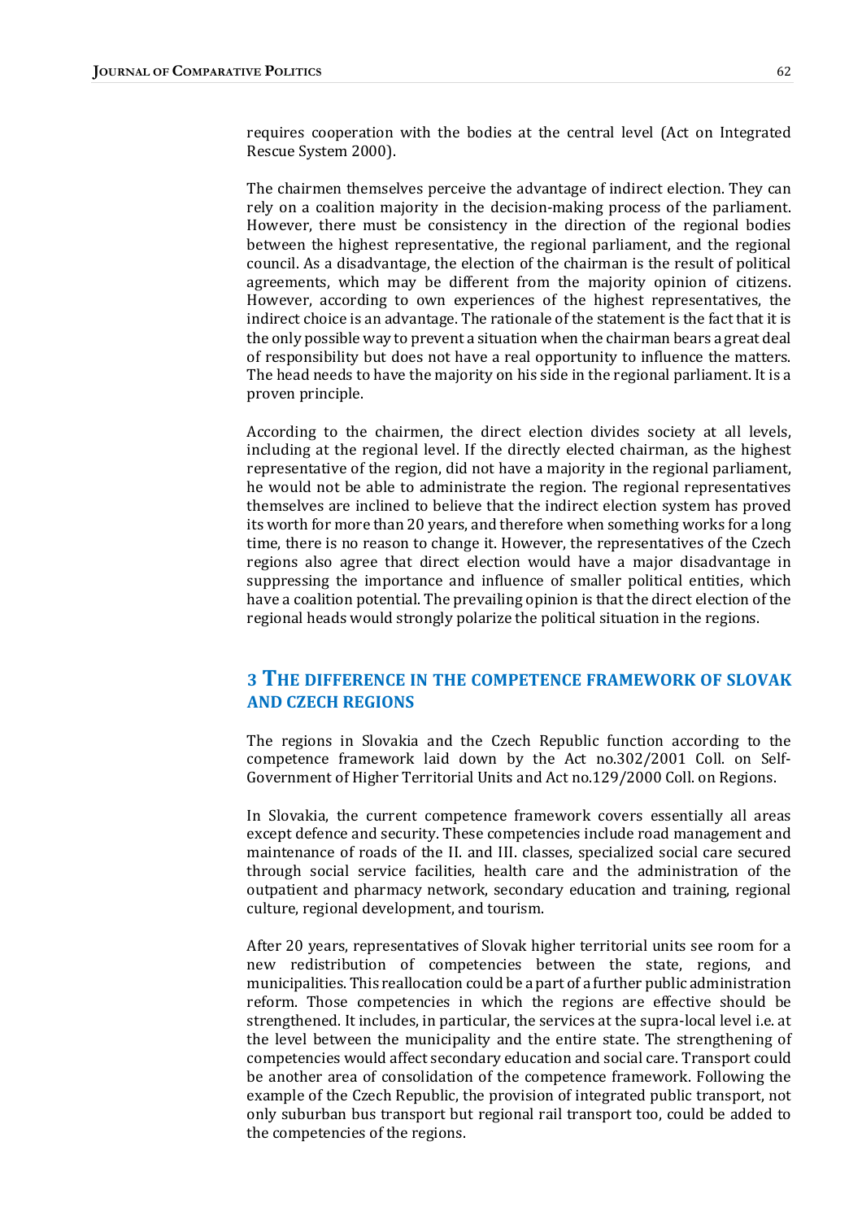requires cooperation with the bodies at the central level (Act on Integrated Rescue System 2000).

The chairmen themselves perceive the advantage of indirect election. They can rely on a coalition majority in the decision-making process of the parliament. However, there must be consistency in the direction of the regional bodies between the highest representative, the regional parliament, and the regional council. As a disadvantage, the election of the chairman is the result of political agreements, which may be different from the majority opinion of citizens. However, according to own experiences of the highest representatives, the indirect choice is an advantage. The rationale of the statement is the fact that it is the only possible way to prevent a situation when the chairman bears a great deal of responsibility but does not have a real opportunity to influence the matters. The head needs to have the majority on his side in the regional parliament. It is a proven principle.

According to the chairmen, the direct election divides society at all levels, including at the regional level. If the directly elected chairman, as the highest representative of the region, did not have a majority in the regional parliament, he would not be able to administrate the region. The regional representatives themselves are inclined to believe that the indirect election system has proved its worth for more than 20 years, and therefore when something works for a long time, there is no reason to change it. However, the representatives of the Czech regions also agree that direct election would have a major disadvantage in suppressing the importance and influence of smaller political entities, which have a coalition potential. The prevailing opinion is that the direct election of the regional heads would strongly polarize the political situation in the regions.

## 3 THE DIFFERENCE IN THE COMPETENCE FRAMEWORK OF SLOVAK AND CZECH REGIONS

The regions in Slovakia and the Czech Republic function according to the competence framework laid down by the Act no.302/2001 Coll. on Self-Government of Higher Territorial Units and Act no.129/2000 Coll. on Regions.

In Slovakia, the current competence framework covers essentially all areas except defence and security. These competencies include road management and maintenance of roads of the II. and III. classes, specialized social care secured through social service facilities, health care and the administration of the outpatient and pharmacy network, secondary education and training, regional culture, regional development, and tourism.

After 20 years, representatives of Slovak higher territorial units see room for a new redistribution of competencies between the state, regions, and municipalities. This reallocation could be a part of a further public administration reform. Those competencies in which the regions are effective should be strengthened. It includes, in particular, the services at the supra-local level i.e. at the level between the municipality and the entire state. The strengthening of competencies would affect secondary education and social care. Transport could be another area of consolidation of the competence framework. Following the example of the Czech Republic, the provision of integrated public transport, not only suburban bus transport but regional rail transport too, could be added to the competencies of the regions.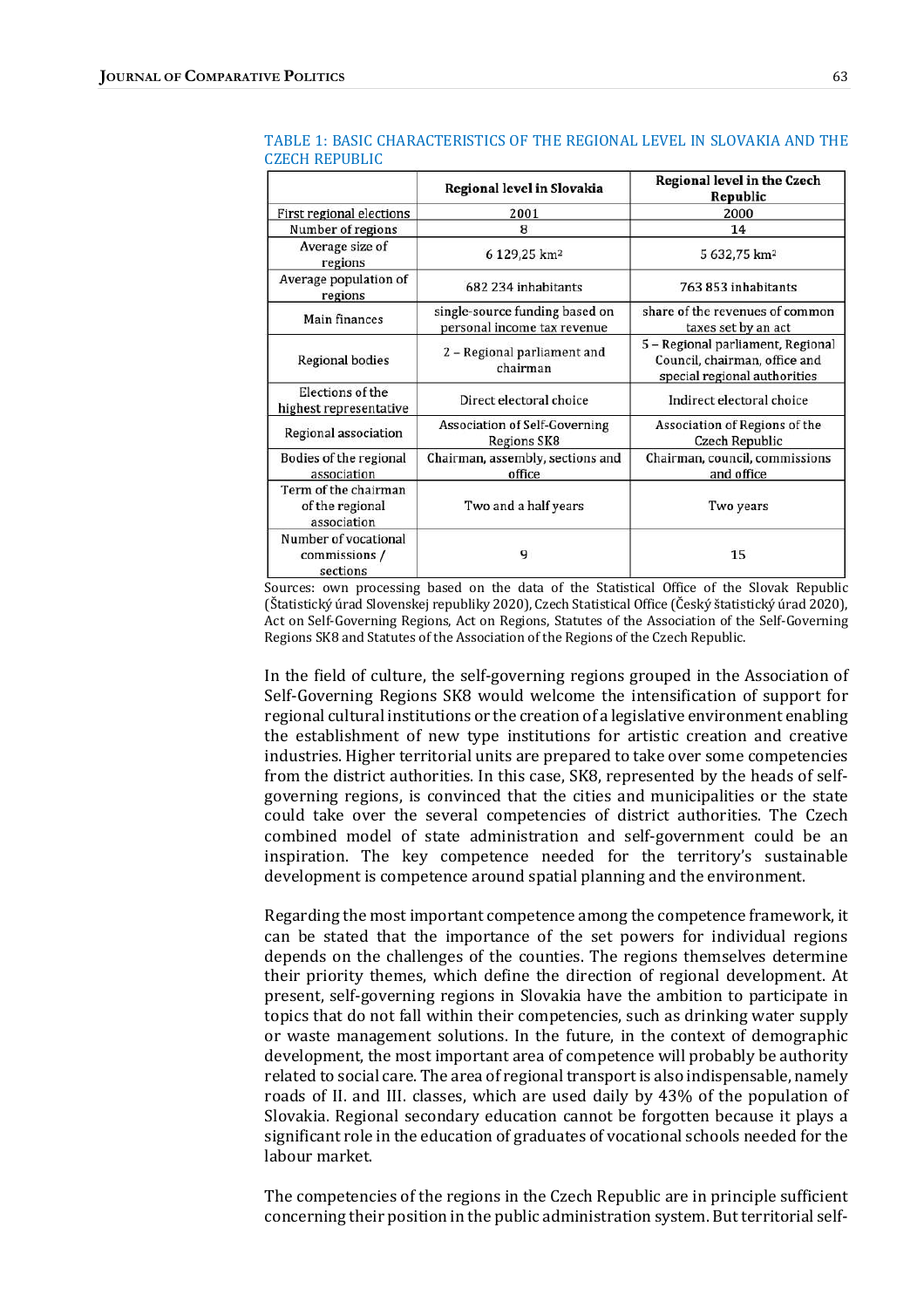TABLE 1: BASIC CHARACTERISTICS OF THE REGIONAL LEVEL IN SLOVAKIA AND THE CZECH REPUBLIC

| | Regional level in Slovakia | Regional level in the Czech Republic |
|---|---|---|
| First regional elections | 2001 | 2000 |
| Number of regions | 8 | 14 |
| Average size of regions | 6 129,25 km² | 5 632,75 km² |
| Average population of regions | 682 234 inhabitants | 763 853 inhabitants |
| Main finances | single-source funding based on personal income tax revenue | share of the revenues of common taxes set by an act |
| Regional bodies | 2 – Regional parliament and chairman | 5 – Regional parliament, Regional Council, chairman, office and special regional authorities |
| Elections of the highest representative | Direct electoral choice | Indirect electoral choice |
| Regional association | Association of Self-Governing Regions SK8 | Association of Regions of the Czech Republic |
| Bodies of the regional association | Chairman, assembly, sections and office | Chairman, council, commissions and office |
| Term of the chairman of the regional association | Two and a half years | Two years |
| Number of vocational commissions / sections | 9 | 15 |

Sources: own processing based on the data of the Statistical Office of the Slovak Republic (Štatistický úrad Slovenskej republiky 2020), Czech Statistical Office (Český štatistický úrad 2020), Act on Self-Governing Regions, Act on Regions, Statutes of the Association of the Self-Governing Regions SK8 and Statutes of the Association of the Regions of the Czech Republic.

In the field of culture, the self-governing regions grouped in the Association of Self-Governing Regions SK8 would welcome the intensification of support for regional cultural institutions or the creation of a legislative environment enabling the establishment of new type institutions for artistic creation and creative industries. Higher territorial units are prepared to take over some competencies from the district authorities. In this case, SK8, represented by the heads of self-governing regions, is convinced that the cities and municipalities or the state could take over the several competencies of district authorities. The Czech combined model of state administration and self-government could be an inspiration. The key competence needed for the territory's sustainable development is competence around spatial planning and the environment.

Regarding the most important competence among the competence framework, it can be stated that the importance of the set powers for individual regions depends on the challenges of the counties. The regions themselves determine their priority themes, which define the direction of regional development. At present, self-governing regions in Slovakia have the ambition to participate in topics that do not fall within their competencies, such as drinking water supply or waste management solutions. In the future, in the context of demographic development, the most important area of competence will probably be authority related to social care. The area of regional transport is also indispensable, namely roads of II. and III. classes, which are used daily by 43% of the population of Slovakia. Regional secondary education cannot be forgotten because it plays a significant role in the education of graduates of vocational schools needed for the labour market.

The competencies of the regions in the Czech Republic are in principle sufficient concerning their position in the public administration system. But territorial self-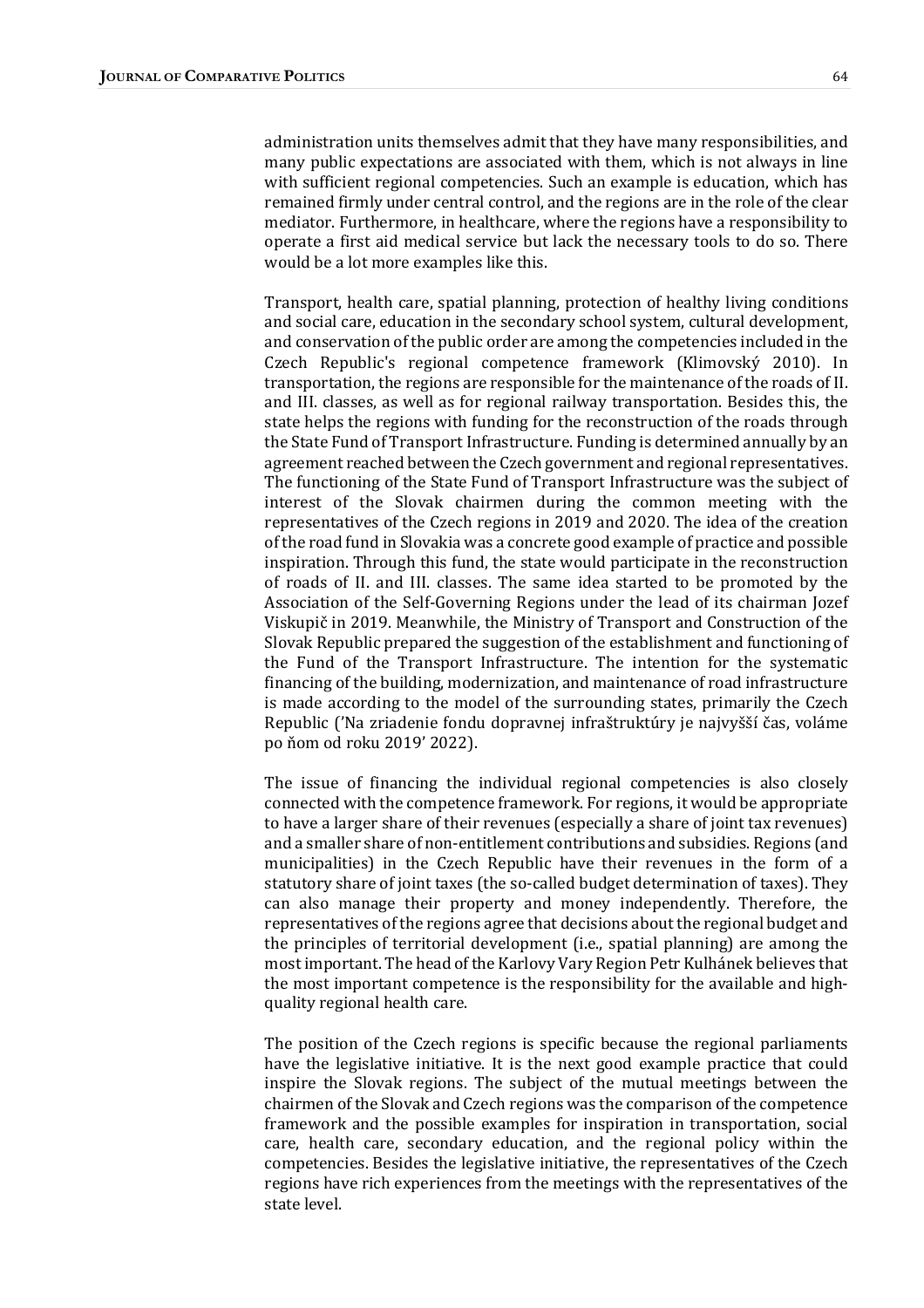administration units themselves admit that they have many responsibilities, and many public expectations are associated with them, which is not always in line with sufficient regional competencies. Such an example is education, which has remained firmly under central control, and the regions are in the role of the clear mediator. Furthermore, in healthcare, where the regions have a responsibility to operate a first aid medical service but lack the necessary tools to do so. There would be a lot more examples like this.

Transport, health care, spatial planning, protection of healthy living conditions and social care, education in the secondary school system, cultural development, and conservation of the public order are among the competencies included in the Czech Republic's regional competence framework (Klimovský 2010). In transportation, the regions are responsible for the maintenance of the roads of II. and III. classes, as well as for regional railway transportation. Besides this, the state helps the regions with funding for the reconstruction of the roads through the State Fund of Transport Infrastructure. Funding is determined annually by an agreement reached between the Czech government and regional representatives. The functioning of the State Fund of Transport Infrastructure was the subject of interest of the Slovak chairmen during the common meeting with the representatives of the Czech regions in 2019 and 2020. The idea of the creation of the road fund in Slovakia was a concrete good example of practice and possible inspiration. Through this fund, the state would participate in the reconstruction of roads of II. and III. classes. The same idea started to be promoted by the Association of the Self-Governing Regions under the lead of its chairman Jozef Viskupič in 2019. Meanwhile, the Ministry of Transport and Construction of the Slovak Republic prepared the suggestion of the establishment and functioning of the Fund of the Transport Infrastructure. The intention for the systematic financing of the building, modernization, and maintenance of road infrastructure is made according to the model of the surrounding states, primarily the Czech Republic ('Na zriadenie fondu dopravnej infraštruktúry je najvyšší čas, voláme po ňom od roku 2019' 2022).

The issue of financing the individual regional competencies is also closely connected with the competence framework. For regions, it would be appropriate to have a larger share of their revenues (especially a share of joint tax revenues) and a smaller share of non-entitlement contributions and subsidies. Regions (and municipalities) in the Czech Republic have their revenues in the form of a statutory share of joint taxes (the so-called budget determination of taxes). They can also manage their property and money independently. Therefore, the representatives of the regions agree that decisions about the regional budget and the principles of territorial development (i.e., spatial planning) are among the most important. The head of the Karlovy Vary Region Petr Kulhánek believes that the most important competence is the responsibility for the available and high-quality regional health care.

The position of the Czech regions is specific because the regional parliaments have the legislative initiative. It is the next good example practice that could inspire the Slovak regions. The subject of the mutual meetings between the chairmen of the Slovak and Czech regions was the comparison of the competence framework and the possible examples for inspiration in transportation, social care, health care, secondary education, and the regional policy within the competencies. Besides the legislative initiative, the representatives of the Czech regions have rich experiences from the meetings with the representatives of the state level.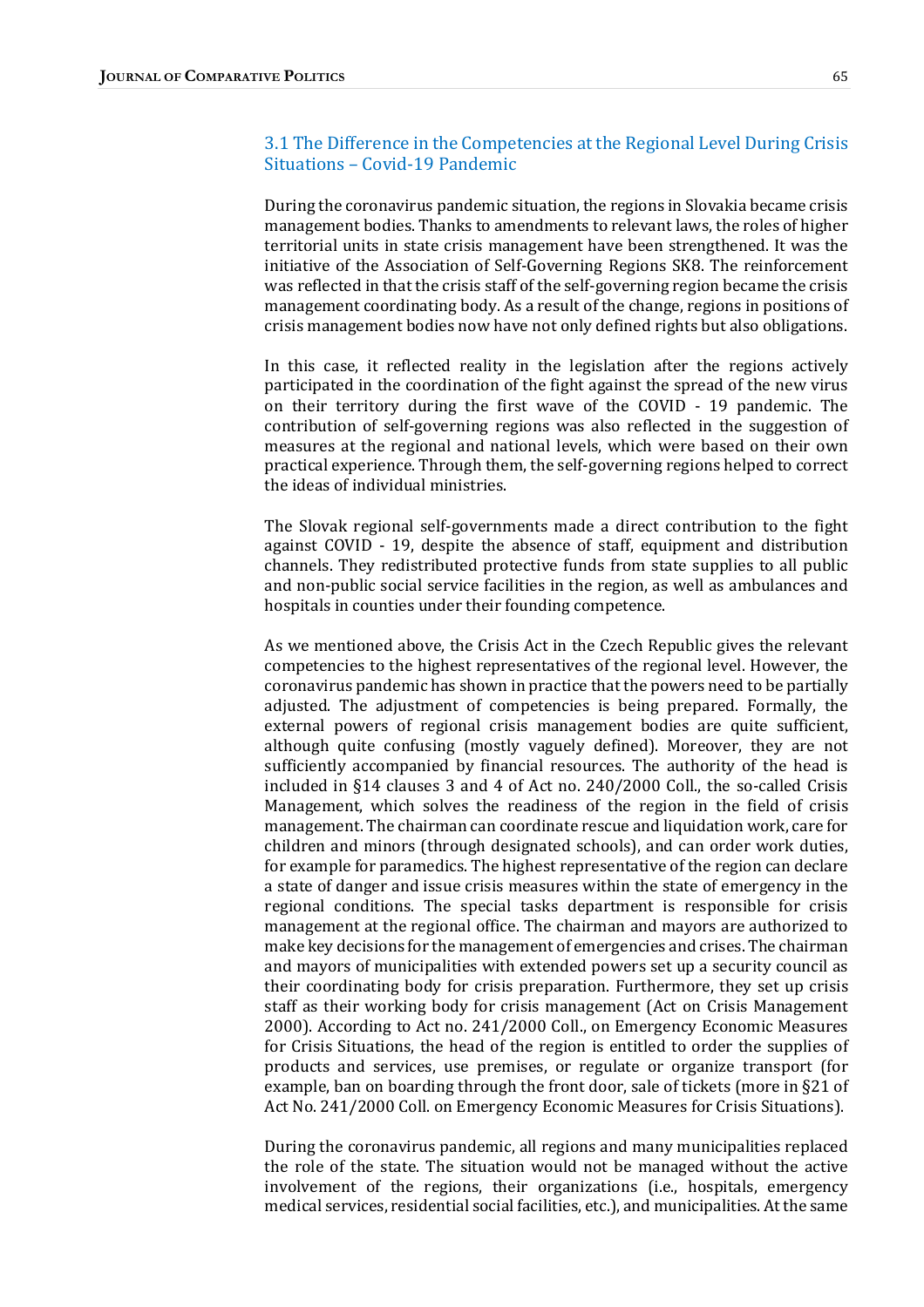### 3.1 The Difference in the Competencies at the Regional Level During Crisis Situations – Covid-19 Pandemic

During the coronavirus pandemic situation, the regions in Slovakia became crisis management bodies. Thanks to amendments to relevant laws, the roles of higher territorial units in state crisis management have been strengthened. It was the initiative of the Association of Self-Governing Regions SK8. The reinforcement was reflected in that the crisis staff of the self-governing region became the crisis management coordinating body. As a result of the change, regions in positions of crisis management bodies now have not only defined rights but also obligations.

In this case, it reflected reality in the legislation after the regions actively participated in the coordination of the fight against the spread of the new virus on their territory during the first wave of the COVID - 19 pandemic. The contribution of self-governing regions was also reflected in the suggestion of measures at the regional and national levels, which were based on their own practical experience. Through them, the self-governing regions helped to correct the ideas of individual ministries.

The Slovak regional self-governments made a direct contribution to the fight against COVID - 19, despite the absence of staff, equipment and distribution channels. They redistributed protective funds from state supplies to all public and non-public social service facilities in the region, as well as ambulances and hospitals in counties under their founding competence.

As we mentioned above, the Crisis Act in the Czech Republic gives the relevant competencies to the highest representatives of the regional level. However, the coronavirus pandemic has shown in practice that the powers need to be partially adjusted. The adjustment of competencies is being prepared. Formally, the external powers of regional crisis management bodies are quite sufficient, although quite confusing (mostly vaguely defined). Moreover, they are not sufficiently accompanied by financial resources. The authority of the head is included in §14 clauses 3 and 4 of Act no. 240/2000 Coll., the so-called Crisis Management, which solves the readiness of the region in the field of crisis management. The chairman can coordinate rescue and liquidation work, care for children and minors (through designated schools), and can order work duties, for example for paramedics. The highest representative of the region can declare a state of danger and issue crisis measures within the state of emergency in the regional conditions. The special tasks department is responsible for crisis management at the regional office. The chairman and mayors are authorized to make key decisions for the management of emergencies and crises. The chairman and mayors of municipalities with extended powers set up a security council as their coordinating body for crisis preparation. Furthermore, they set up crisis staff as their working body for crisis management (Act on Crisis Management 2000). According to Act no. 241/2000 Coll., on Emergency Economic Measures for Crisis Situations, the head of the region is entitled to order the supplies of products and services, use premises, or regulate or organize transport (for example, ban on boarding through the front door, sale of tickets (more in §21 of Act No. 241/2000 Coll. on Emergency Economic Measures for Crisis Situations).

During the coronavirus pandemic, all regions and many municipalities replaced the role of the state. The situation would not be managed without the active involvement of the regions, their organizations (i.e., hospitals, emergency medical services, residential social facilities, etc.), and municipalities. At the same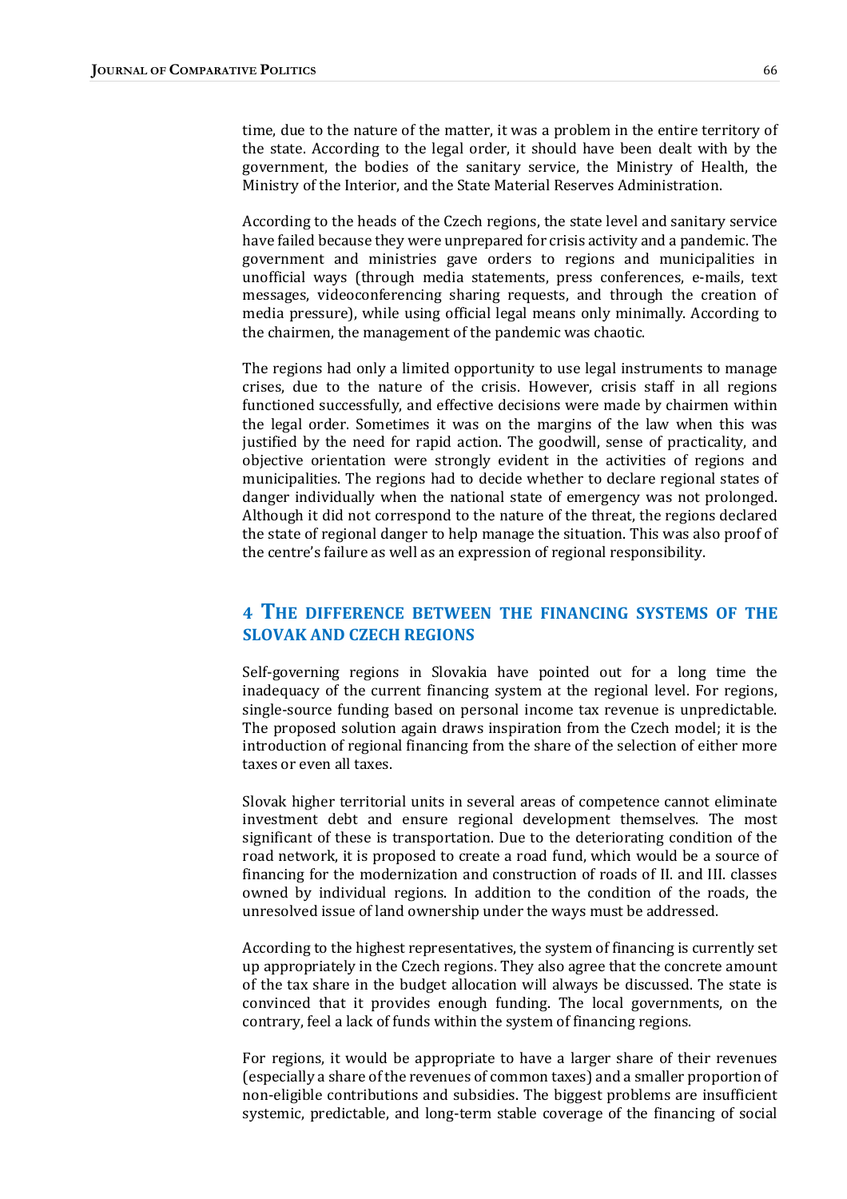time, due to the nature of the matter, it was a problem in the entire territory of the state. According to the legal order, it should have been dealt with by the government, the bodies of the sanitary service, the Ministry of Health, the Ministry of the Interior, and the State Material Reserves Administration.

According to the heads of the Czech regions, the state level and sanitary service have failed because they were unprepared for crisis activity and a pandemic. The government and ministries gave orders to regions and municipalities in unofficial ways (through media statements, press conferences, e-mails, text messages, videoconferencing sharing requests, and through the creation of media pressure), while using official legal means only minimally. According to the chairmen, the management of the pandemic was chaotic.

The regions had only a limited opportunity to use legal instruments to manage crises, due to the nature of the crisis. However, crisis staff in all regions functioned successfully, and effective decisions were made by chairmen within the legal order. Sometimes it was on the margins of the law when this was justified by the need for rapid action. The goodwill, sense of practicality, and objective orientation were strongly evident in the activities of regions and municipalities. The regions had to decide whether to declare regional states of danger individually when the national state of emergency was not prolonged. Although it did not correspond to the nature of the threat, the regions declared the state of regional danger to help manage the situation. This was also proof of the centre's failure as well as an expression of regional responsibility.

## 4 The difference between the financing systems of the Slovak and Czech regions

Self-governing regions in Slovakia have pointed out for a long time the inadequacy of the current financing system at the regional level. For regions, single-source funding based on personal income tax revenue is unpredictable. The proposed solution again draws inspiration from the Czech model; it is the introduction of regional financing from the share of the selection of either more taxes or even all taxes.

Slovak higher territorial units in several areas of competence cannot eliminate investment debt and ensure regional development themselves. The most significant of these is transportation. Due to the deteriorating condition of the road network, it is proposed to create a road fund, which would be a source of financing for the modernization and construction of roads of II. and III. classes owned by individual regions. In addition to the condition of the roads, the unresolved issue of land ownership under the ways must be addressed.

According to the highest representatives, the system of financing is currently set up appropriately in the Czech regions. They also agree that the concrete amount of the tax share in the budget allocation will always be discussed. The state is convinced that it provides enough funding. The local governments, on the contrary, feel a lack of funds within the system of financing regions.

For regions, it would be appropriate to have a larger share of their revenues (especially a share of the revenues of common taxes) and a smaller proportion of non-eligible contributions and subsidies. The biggest problems are insufficient systemic, predictable, and long-term stable coverage of the financing of social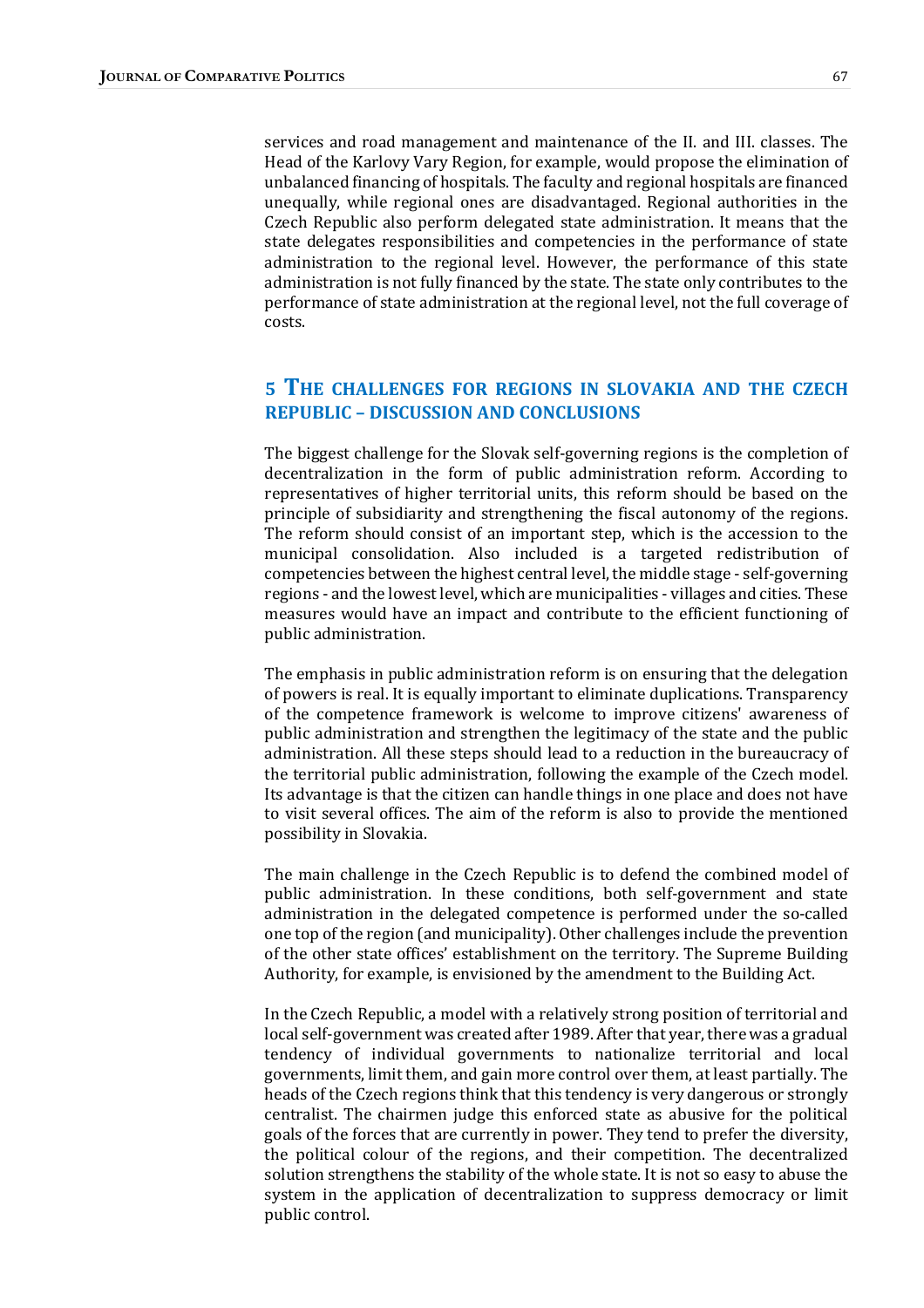services and road management and maintenance of the II. and III. classes. The Head of the Karlovy Vary Region, for example, would propose the elimination of unbalanced financing of hospitals. The faculty and regional hospitals are financed unequally, while regional ones are disadvantaged. Regional authorities in the Czech Republic also perform delegated state administration. It means that the state delegates responsibilities and competencies in the performance of state administration to the regional level. However, the performance of this state administration is not fully financed by the state. The state only contributes to the performance of state administration at the regional level, not the full coverage of costs.

## 5 The challenges for regions in Slovakia and the Czech Republic – discussion and conclusions

The biggest challenge for the Slovak self-governing regions is the completion of decentralization in the form of public administration reform. According to representatives of higher territorial units, this reform should be based on the principle of subsidiarity and strengthening the fiscal autonomy of the regions. The reform should consist of an important step, which is the accession to the municipal consolidation. Also included is a targeted redistribution of competencies between the highest central level, the middle stage - self-governing regions - and the lowest level, which are municipalities - villages and cities. These measures would have an impact and contribute to the efficient functioning of public administration.

The emphasis in public administration reform is on ensuring that the delegation of powers is real. It is equally important to eliminate duplications. Transparency of the competence framework is welcome to improve citizens' awareness of public administration and strengthen the legitimacy of the state and the public administration. All these steps should lead to a reduction in the bureaucracy of the territorial public administration, following the example of the Czech model. Its advantage is that the citizen can handle things in one place and does not have to visit several offices. The aim of the reform is also to provide the mentioned possibility in Slovakia.

The main challenge in the Czech Republic is to defend the combined model of public administration. In these conditions, both self-government and state administration in the delegated competence is performed under the so-called one top of the region (and municipality). Other challenges include the prevention of the other state offices' establishment on the territory. The Supreme Building Authority, for example, is envisioned by the amendment to the Building Act.

In the Czech Republic, a model with a relatively strong position of territorial and local self-government was created after 1989. After that year, there was a gradual tendency of individual governments to nationalize territorial and local governments, limit them, and gain more control over them, at least partially. The heads of the Czech regions think that this tendency is very dangerous or strongly centralist. The chairmen judge this enforced state as abusive for the political goals of the forces that are currently in power. They tend to prefer the diversity, the political colour of the regions, and their competition. The decentralized solution strengthens the stability of the whole state. It is not so easy to abuse the system in the application of decentralization to suppress democracy or limit public control.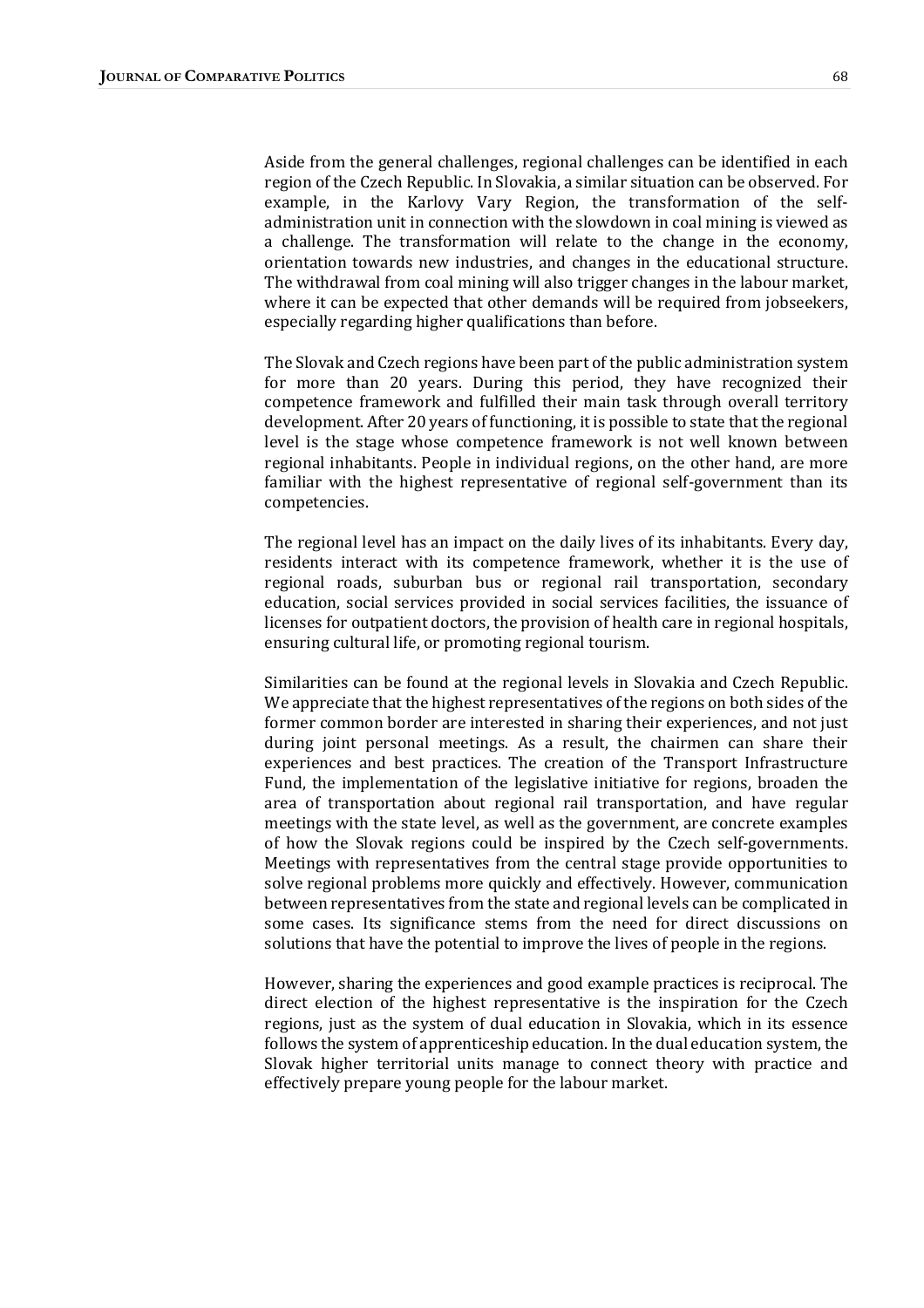Aside from the general challenges, regional challenges can be identified in each region of the Czech Republic. In Slovakia, a similar situation can be observed. For example, in the Karlovy Vary Region, the transformation of the self-administration unit in connection with the slowdown in coal mining is viewed as a challenge. The transformation will relate to the change in the economy, orientation towards new industries, and changes in the educational structure. The withdrawal from coal mining will also trigger changes in the labour market, where it can be expected that other demands will be required from jobseekers, especially regarding higher qualifications than before.

The Slovak and Czech regions have been part of the public administration system for more than 20 years. During this period, they have recognized their competence framework and fulfilled their main task through overall territory development. After 20 years of functioning, it is possible to state that the regional level is the stage whose competence framework is not well known between regional inhabitants. People in individual regions, on the other hand, are more familiar with the highest representative of regional self-government than its competencies.

The regional level has an impact on the daily lives of its inhabitants. Every day, residents interact with its competence framework, whether it is the use of regional roads, suburban bus or regional rail transportation, secondary education, social services provided in social services facilities, the issuance of licenses for outpatient doctors, the provision of health care in regional hospitals, ensuring cultural life, or promoting regional tourism.

Similarities can be found at the regional levels in Slovakia and Czech Republic. We appreciate that the highest representatives of the regions on both sides of the former common border are interested in sharing their experiences, and not just during joint personal meetings. As a result, the chairmen can share their experiences and best practices. The creation of the Transport Infrastructure Fund, the implementation of the legislative initiative for regions, broaden the area of transportation about regional rail transportation, and have regular meetings with the state level, as well as the government, are concrete examples of how the Slovak regions could be inspired by the Czech self-governments. Meetings with representatives from the central stage provide opportunities to solve regional problems more quickly and effectively. However, communication between representatives from the state and regional levels can be complicated in some cases. Its significance stems from the need for direct discussions on solutions that have the potential to improve the lives of people in the regions.

However, sharing the experiences and good example practices is reciprocal. The direct election of the highest representative is the inspiration for the Czech regions, just as the system of dual education in Slovakia, which in its essence follows the system of apprenticeship education. In the dual education system, the Slovak higher territorial units manage to connect theory with practice and effectively prepare young people for the labour market.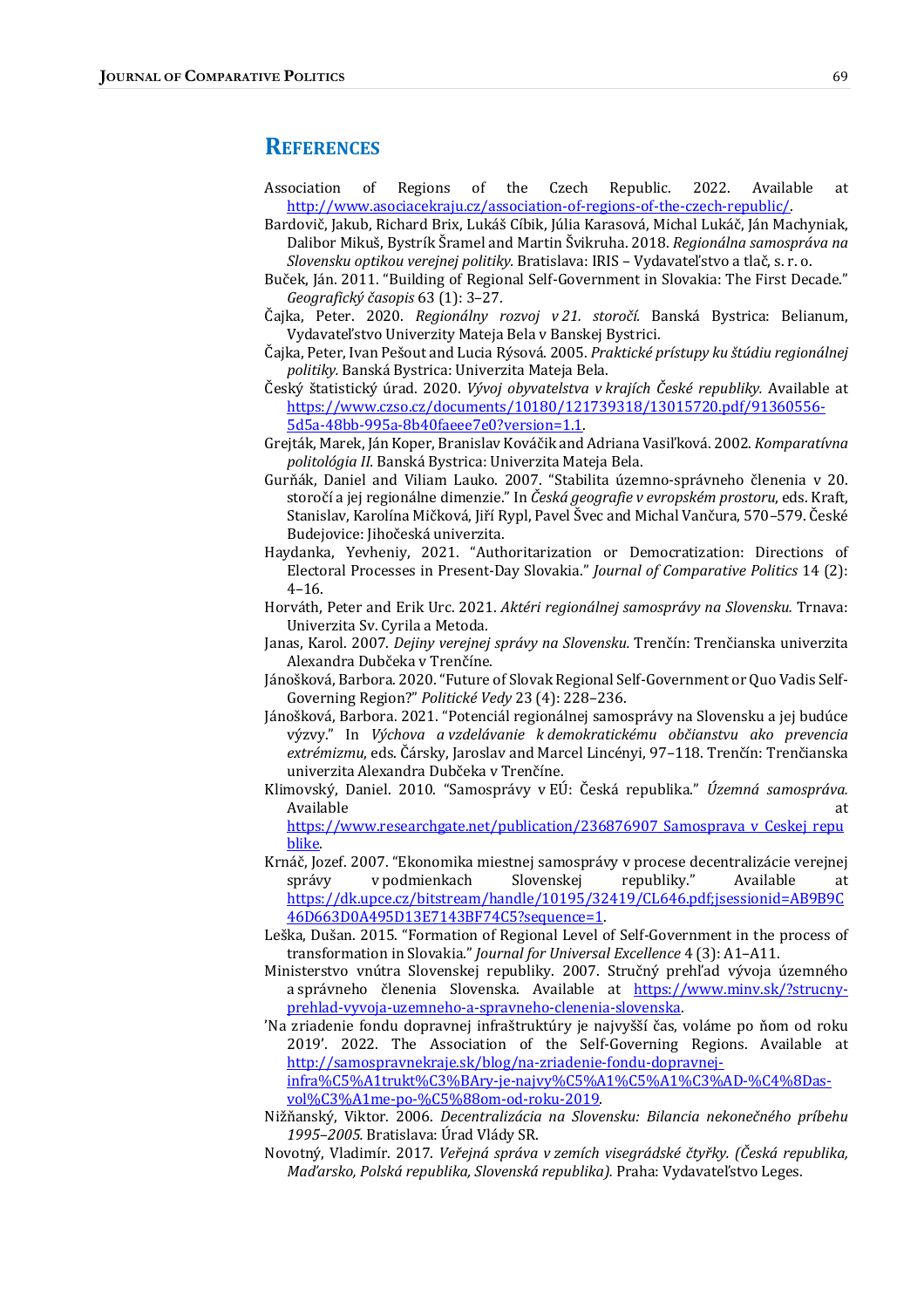## References

Association of Regions of the Czech Republic. 2022. Available at http://www.asociacekraju.cz/association-of-regions-of-the-czech-republic/.

Bardovič, Jakub, Richard Brix, Lukáš Cíbik, Júlia Karasová, Michal Lukáč, Ján Machyniak, Dalibor Mikuš, Bystrík Šramel and Martin Švikruha. 2018. *Regionálna samospráva na Slovensku optikou verejnej politiky.* Bratislava: IRIS – Vydavateľstvo a tlač, s. r. o.

Buček, Ján. 2011. "Building of Regional Self-Government in Slovakia: The First Decade." *Geografický časopis* 63 (1): 3–27.

Čajka, Peter. 2020. *Regionálny rozvoj v 21. storočí.* Banská Bystrica: Belianum, Vydavateľstvo Univerzity Mateja Bela v Banskej Bystrici.

Čajka, Peter, Ivan Pešout and Lucia Rýsová. 2005. *Praktické prístupy ku štúdiu regionálnej politiky.* Banská Bystrica: Univerzita Mateja Bela.

Český štatistický úrad. 2020. *Vývoj obyvatelstva v krajích České republiky.* Available at https://www.czso.cz/documents/10180/121739318/13015720.pdf/91360556-5d5a-48bb-995a-8b40faeee7e0?version=1.1.

Grejták, Marek, Ján Koper, Branislav Kováčik and Adriana Vasiľková. 2002. *Komparatívna politológia II.* Banská Bystrica: Univerzita Mateja Bela.

Gurňák, Daniel and Viliam Lauko. 2007. "Stabilita územno-správneho členenia v 20. storočí a jej regionálne dimenzie." In *Česká geografie v evropském prostoru*, eds. Kraft, Stanislav, Karolína Mičková, Jiří Rypl, Pavel Švec and Michal Vančura, 570–579. České Budejovice: Jihočeská univerzita.

Haydanka, Yevheniy, 2021. "Authoritarization or Democratization: Directions of Electoral Processes in Present-Day Slovakia." *Journal of Comparative Politics* 14 (2): 4–16.

Horváth, Peter and Erik Urc. 2021. *Aktéri regionálnej samosprávy na Slovensku.* Trnava: Univerzita Sv. Cyrila a Metoda.

Janas, Karol. 2007. *Dejiny verejnej správy na Slovensku.* Trenčín: Trenčianska univerzita Alexandra Dubčeka v Trenčíne.

Jánošková, Barbora. 2020. "Future of Slovak Regional Self-Government or Quo Vadis Self-Governing Region?" *Politické Vedy* 23 (4): 228–236.

Jánošková, Barbora. 2021. "Potenciál regionálnej samosprávy na Slovensku a jej budúce výzvy." In *Výchova a vzdelávanie k demokratickému občianstvu ako prevencia extrémizmu*, eds. Čársky, Jaroslav and Marcel Lincényi, 97–118. Trenčín: Trenčianska univerzita Alexandra Dubčeka v Trenčíne.

Klimovský, Daniel. 2010. "Samosprávy v EÚ: Česká republika." *Územná samospráva.* Available at https://www.researchgate.net/publication/236876907_Samosprava_v_Ceskej_republike.

Krnáč, Jozef. 2007. "Ekonomika miestnej samosprávy v procese decentralizácie verejnej správy v podmienkach Slovenskej republiky." Available at https://dk.upce.cz/bitstream/handle/10195/32419/CL646.pdf;jsessionid=AB9B9C46D663D0A495D13E7143BF74C5?sequence=1.

Leška, Dušan. 2015. "Formation of Regional Level of Self-Government in the process of transformation in Slovakia." *Journal for Universal Excellence* 4 (3): A1–A11.

Ministerstvo vnútra Slovenskej republiky. 2007. Stručný prehľad vývoja územného a správneho členenia Slovenska. Available at https://www.minv.sk/?strucny-prehlad-vyvoja-uzemneho-a-spravneho-clenenia-slovenska.

'Na zriadenie fondu dopravnej infraštruktúry je najvyšší čas, voláme po ňom od roku 2019'. 2022. The Association of the Self-Governing Regions. Available at http://samospravnekraje.sk/blog/na-zriadenie-fondu-dopravnej-infra%C5%A1trukt%C3%BAry-je-najvy%C5%A1%C5%A1%C3%AD-%C4%8Das-vol%C3%A1me-po-%C5%88om-od-roku-2019.

Nižňanský, Viktor. 2006. *Decentralizácia na Slovensku: Bilancia nekonečného príbehu 1995–2005.* Bratislava: Úrad Vlády SR.

Novotný, Vladimír. 2017. *Veřejná správa v zemích visegrádské čtyřky. (Česká republika, Maďarsko, Polská republika, Slovenská republika).* Praha: Vydavateľstvo Leges.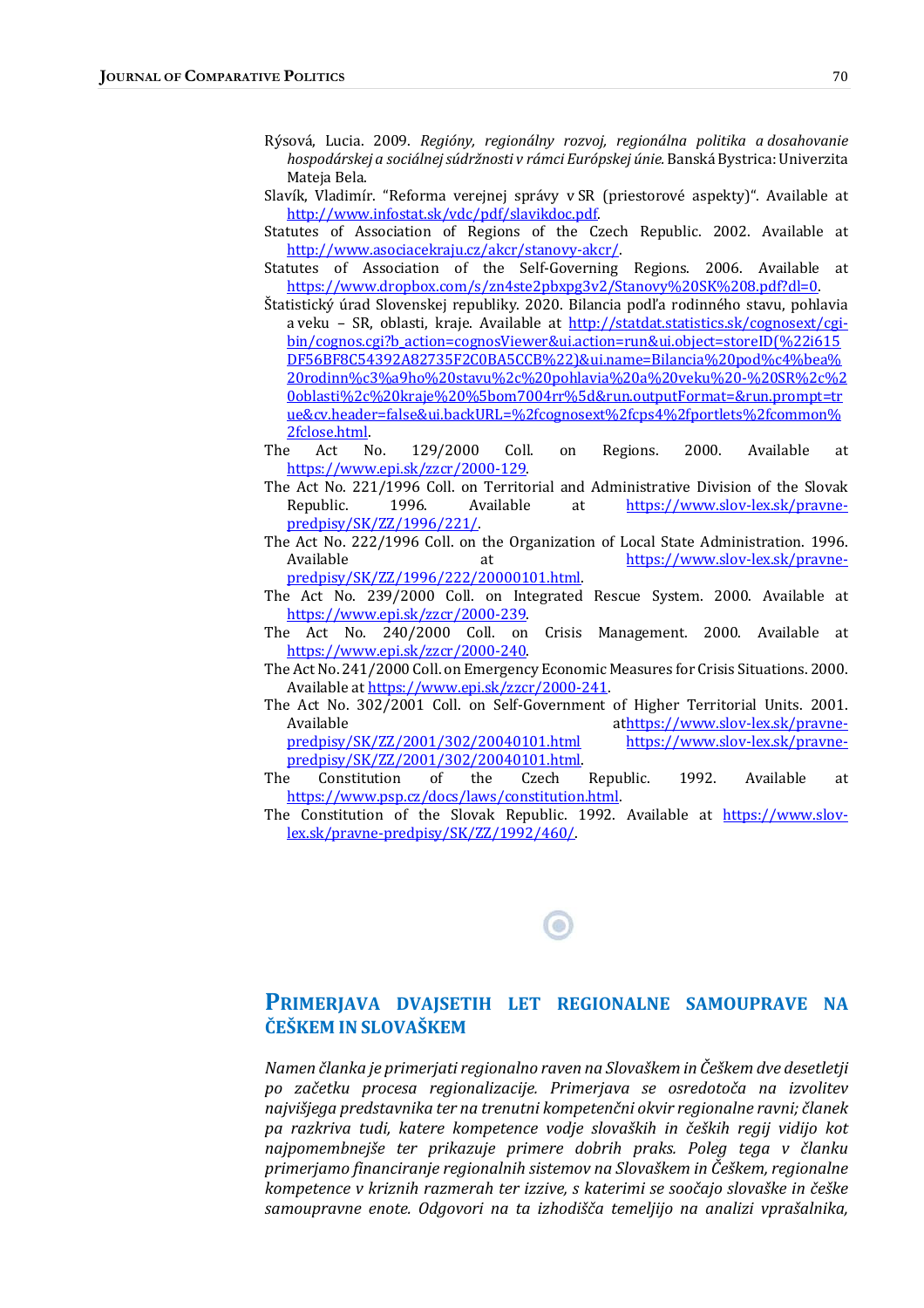Rýsová, Lucia. 2009. *Regióny, regionálny rozvoj, regionálna politika a dosahovanie hospodárskej a sociálnej súdržnosti v rámci Európskej únie.* Banská Bystrica: Univerzita Mateja Bela.

Slavík, Vladimír. "Reforma verejnej správy v SR (priestorové aspekty)". Available at http://www.infostat.sk/vdc/pdf/slavikdoc.pdf.

Statutes of Association of Regions of the Czech Republic. 2002. Available at http://www.asociacekraju.cz/akcr/stanovy-akcr/.

Statutes of Association of the Self-Governing Regions. 2006. Available at https://www.dropbox.com/s/zn4ste2pbxpg3v2/Stanovy%20SK%208.pdf?dl=0.

Štatistický úrad Slovenskej republiky. 2020. Bilancia podľa rodinného stavu, pohlavia a veku – SR, oblasti, kraje. Available at http://statdat.statistics.sk/cognosext/cgi-bin/cognos.cgi?b_action=cognosViewer&ui.action=run&ui.object=storeID(%22i615DF56BF8C54392A82735F2C0BA5CCB%22)&ui.name=Bilancia%20pod%c4%bea%20rodinn%c3%a9ho%20stavu%2c%20pohlavia%20a%20veku%20-%20SR%2c%20oblasti%2c%20kraje%20%5bom7004rr%5d&run.outputFormat=&run.prompt=true&cv.header=false&ui.backURL=%2fcognosext%2fcps4%2fportlets%2fcommon%2fclose.html.

The Act No. 129/2000 Coll. on Regions. 2000. Available at https://www.epi.sk/zzcr/2000-129.

The Act No. 221/1996 Coll. on Territorial and Administrative Division of the Slovak Republic. 1996. Available at https://www.slov-lex.sk/pravne-predpisy/SK/ZZ/1996/221/.

The Act No. 222/1996 Coll. on the Organization of Local State Administration. 1996. Available at https://www.slov-lex.sk/pravne-predpisy/SK/ZZ/1996/222/20000101.html.

The Act No. 239/2000 Coll. on Integrated Rescue System. 2000. Available at https://www.epi.sk/zzcr/2000-239.

The Act No. 240/2000 Coll. on Crisis Management. 2000. Available at https://www.epi.sk/zzcr/2000-240.

The Act No. 241/2000 Coll. on Emergency Economic Measures for Crisis Situations. 2000. Available at https://www.epi.sk/zzcr/2000-241.

The Act No. 302/2001 Coll. on Self-Government of Higher Territorial Units. 2001. Available athttps://www.slov-lex.sk/pravne-predpisy/SK/ZZ/2001/302/20040101.html https://www.slov-lex.sk/pravne-predpisy/SK/ZZ/2001/302/20040101.html.

The Constitution of the Czech Republic. 1992. Available at https://www.psp.cz/docs/laws/constitution.html.

The Constitution of the Slovak Republic. 1992. Available at https://www.slov-lex.sk/pravne-predpisy/SK/ZZ/1992/460/.

## PRIMERJAVA DVAJSETIH LET REGIONALNE SAMOUPRAVE NA ČEŠKEM IN SLOVAŠKEM

*Namen članka je primerjati regionalno raven na Slovaškem in Češkem dve desetletji po začetku procesa regionalizacije. Primerjava se osredotoča na izvolitev najvišjega predstavnika ter na trenutni kompetenčni okvir regionalne ravni; članek pa razkriva tudi, katere kompetence vodje slovaških in čeških regij vidijo kot najpomembnejše ter prikazuje primere dobrih praks. Poleg tega v članku primerjamo financiranje regionalnih sistemov na Slovaškem in Češkem, regionalne kompetence v kriznih razmerah ter izzive, s katerimi se soočajo slovaške in češke samoupravne enote. Odgovori na ta izhodišča temeljijo na analizi vprašalnika,*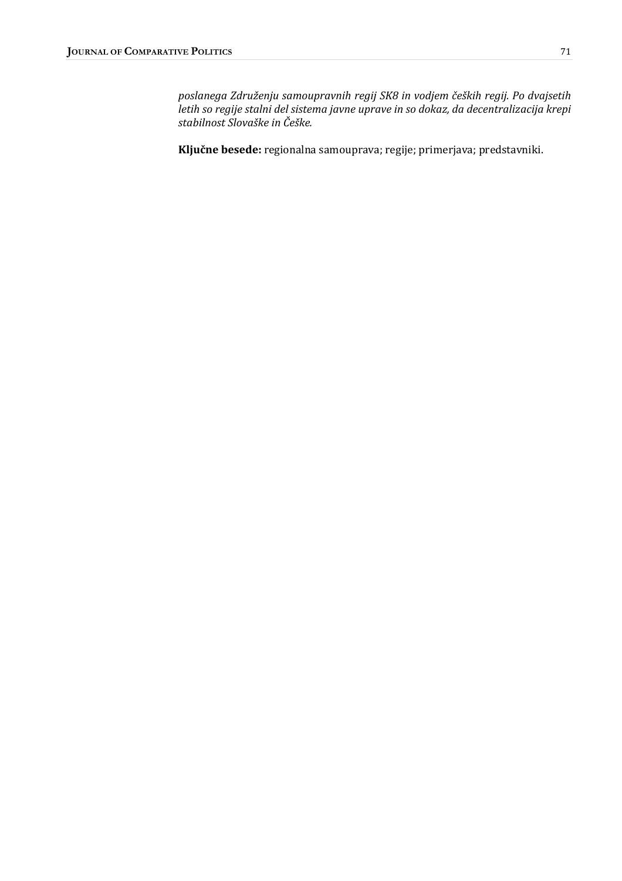*poslanega Združenju samoupravnih regij SK8 in vodjem čeških regij. Po dvajsetih letih so regije stalni del sistema javne uprave in so dokaz, da decentralizacija krepi stabilnost Slovaške in Češke.*

**Ključne besede:** regionalna samouprava; regije; primerjava; predstavniki.